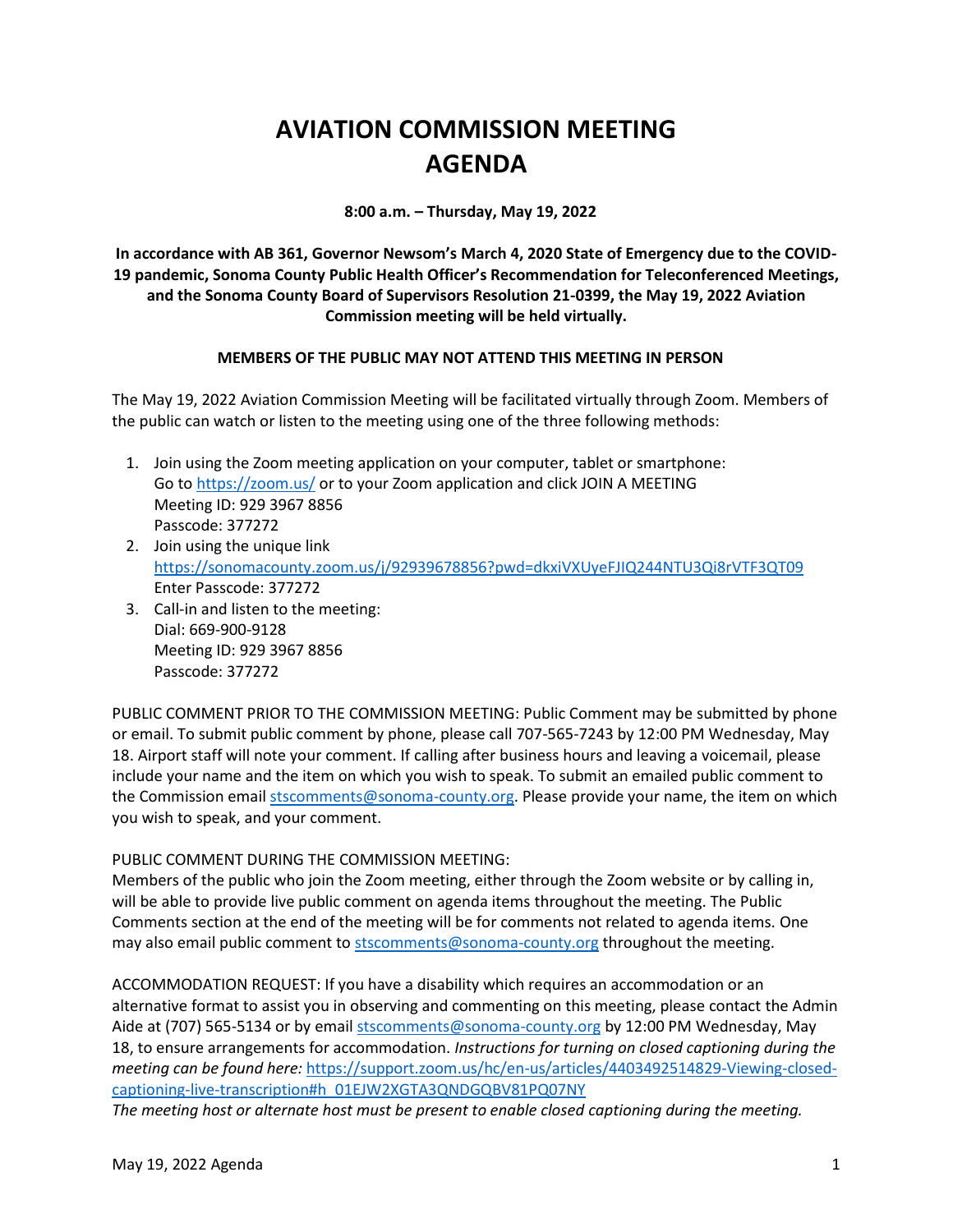# AVIATION COMMISSION MEETING AGENDA

**8:00 a.m. – Thursday, May 19, 2022**

**In accordance with AB 361, Governor Newsom's March 4, 2020 State of Emergency due to the COVID-19 pandemic, Sonoma County Public Health Officer's Recommendation for Teleconferenced Meetings, and the Sonoma County Board of Supervisors Resolution 21-0399, the May 19, 2022 Aviation Commission meeting will be held virtually.**

**MEMBERS OF THE PUBLIC MAY NOT ATTEND THIS MEETING IN PERSON**

The May 19, 2022 Aviation Commission Meeting will be facilitated virtually through Zoom. Members of the public can watch or listen to the meeting using one of the three following methods:

1. Join using the Zoom meeting application on your computer, tablet or smartphone:
   Go to [https://zoom.us/](https://zoom.us/) or to your Zoom application and click JOIN A MEETING
   Meeting ID: 929 3967 8856
   Passcode: 377272
2. Join using the unique link
   [https://sonomacounty.zoom.us/j/92939678856?pwd=dkxiVXUyeFJIQ244NTU3Qi8rVTF3QT09](https://sonomacounty.zoom.us/j/92939678856?pwd=dkxiVXUyeFJIQ244NTU3Qi8rVTF3QT09)
   Enter Passcode: 377272
3. Call-in and listen to the meeting:
   Dial: 669-900-9128
   Meeting ID: 929 3967 8856
   Passcode: 377272

PUBLIC COMMENT PRIOR TO THE COMMISSION MEETING: Public Comment may be submitted by phone or email. To submit public comment by phone, please call 707-565-7243 by 12:00 PM Wednesday, May 18. Airport staff will note your comment. If calling after business hours and leaving a voicemail, please include your name and the item on which you wish to speak. To submit an emailed public comment to the Commission email [stscomments@sonoma-county.org](mailto:stscomments@sonoma-county.org). Please provide your name, the item on which you wish to speak, and your comment.

PUBLIC COMMENT DURING THE COMMISSION MEETING:
Members of the public who join the Zoom meeting, either through the Zoom website or by calling in, will be able to provide live public comment on agenda items throughout the meeting. The Public Comments section at the end of the meeting will be for comments not related to agenda items. One may also email public comment to [stscomments@sonoma-county.org](mailto:stscomments@sonoma-county.org) throughout the meeting.

ACCOMMODATION REQUEST: If you have a disability which requires an accommodation or an alternative format to assist you in observing and commenting on this meeting, please contact the Admin Aide at (707) 565-5134 or by email [stscomments@sonoma-county.org](mailto:stscomments@sonoma-county.org) by 12:00 PM Wednesday, May 18, to ensure arrangements for accommodation. *Instructions for turning on closed captioning during the meeting can be found here:* [https://support.zoom.us/hc/en-us/articles/4403492514829-Viewing-closed-captioning-live-transcription#h_01EJW2XGTA3QNDGQBV81PQ07NY](https://support.zoom.us/hc/en-us/articles/4403492514829-Viewing-closed-captioning-live-transcription#h_01EJW2XGTA3QNDGQBV81PQ07NY)
*The meeting host or alternate host must be present to enable closed captioning during the meeting.*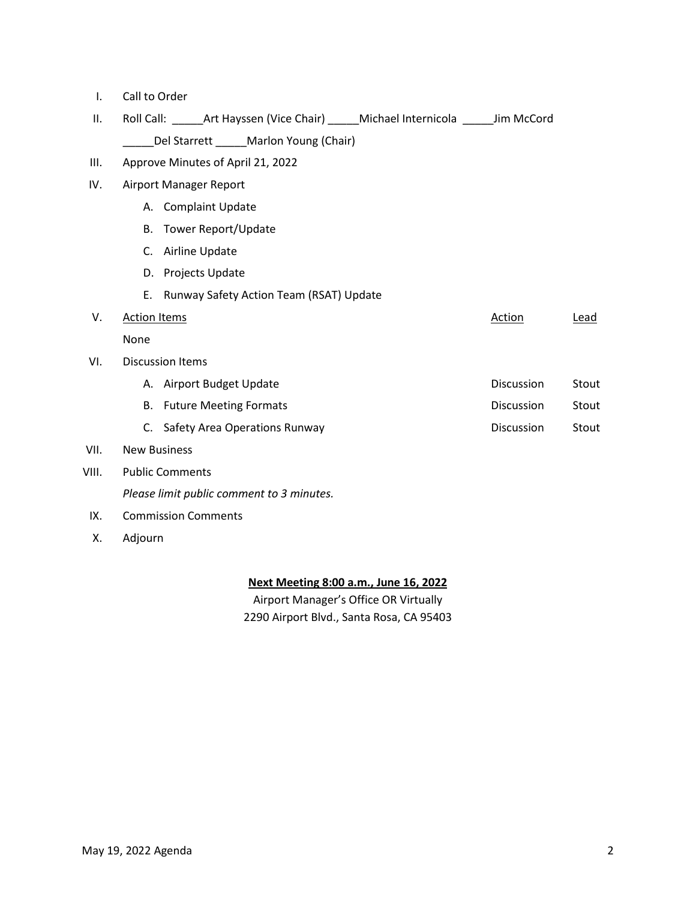I. Call to Order

II. Roll Call: _____Art Hayssen (Vice Chair) _____Michael Internicola _____Jim McCord _____Del Starrett _____Marlon Young (Chair)

III. Approve Minutes of April 21, 2022

IV. Airport Manager Report
   - A. Complaint Update
   - B. Tower Report/Update
   - C. Airline Update
   - D. Projects Update
   - E. Runway Safety Action Team (RSAT) Update

| | | Action | Lead |
|---|---|---|---|
| V. | Action Items | | |
| | None | | |
| VI. | Discussion Items | | |
| | A. Airport Budget Update | Discussion | Stout |
| | B. Future Meeting Formats | Discussion | Stout |
| | C. Safety Area Operations Runway | Discussion | Stout |

VII. New Business

VIII. Public Comments

*Please limit public comment to 3 minutes.*

IX. Commission Comments

X. Adjourn

**Next Meeting 8:00 a.m., June 16, 2022**

Airport Manager's Office OR Virtually
2290 Airport Blvd., Santa Rosa, CA 95403

May 19, 2022 Agenda